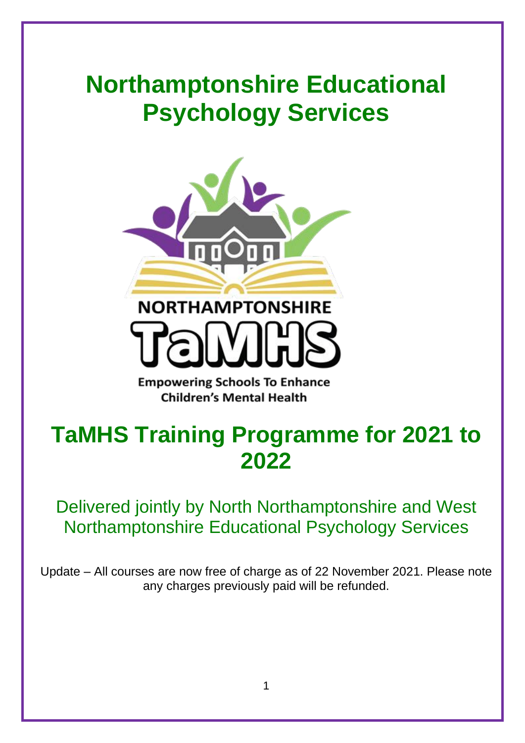# Northamptonshire Educational Psychology Services

NORTHAMPTONSHIRE

TaMHS

Empowering Schools To Enhance Children's Mental Health

# TaMHS Training Programme for 2021 to 2022

Delivered jointly by North Northamptonshire and West Northamptonshire Educational Psychology Services

Update – All courses are now free of charge as of 22 November 2021. Please note any charges previously paid will be refunded.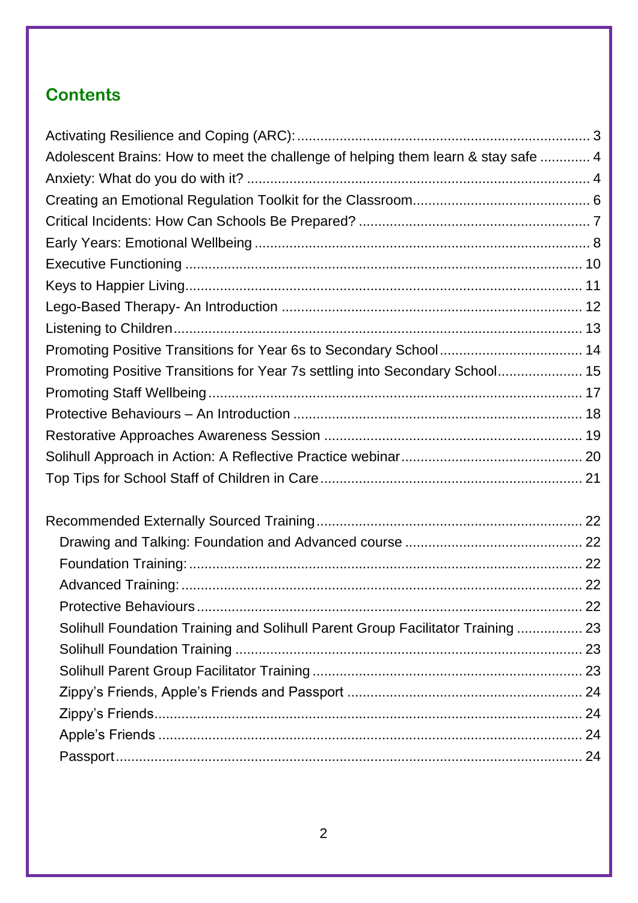## Contents

Activating Resilience and Coping (ARC): ........................................................................... 3
Adolescent Brains: How to meet the challenge of helping them learn & stay safe ............. 4
Anxiety: What do you do with it? ........................................................................................ 4
Creating an Emotional Regulation Toolkit for the Classroom............................................. 6
Critical Incidents: How Can Schools Be Prepared? ........................................................... 7
Early Years: Emotional Wellbeing ..................................................................................... 8
Executive Functioning ...................................................................................................... 10
Keys to Happier Living...................................................................................................... 11
Lego-Based Therapy- An Introduction ............................................................................. 12
Listening to Children......................................................................................................... 13
Promoting Positive Transitions for Year 6s to Secondary School..................................... 14
Promoting Positive Transitions for Year 7s settling into Secondary School...................... 15
Promoting Staff Wellbeing................................................................................................. 17
Protective Behaviours – An Introduction .......................................................................... 18
Restorative Approaches Awareness Session .................................................................. 19
Solihull Approach in Action: A Reflective Practice webinar............................................... 20
Top Tips for School Staff of Children in Care................................................................... 21

Recommended Externally Sourced Training.................................................................... 22
- Drawing and Talking: Foundation and Advanced course ............................................. 22
- Foundation Training:...................................................................................................... 22
- Advanced Training:....................................................................................................... 22
- Protective Behaviours.................................................................................................... 22
- Solihull Foundation Training and Solihull Parent Group Facilitator Training ................. 23
- Solihull Foundation Training ......................................................................................... 23
- Solihull Parent Group Facilitator Training ..................................................................... 23
- Zippy's Friends, Apple's Friends and Passport ............................................................ 24
- Zippy's Friends.............................................................................................................. 24
- Apple's Friends ............................................................................................................. 24
- Passport......................................................................................................................... 24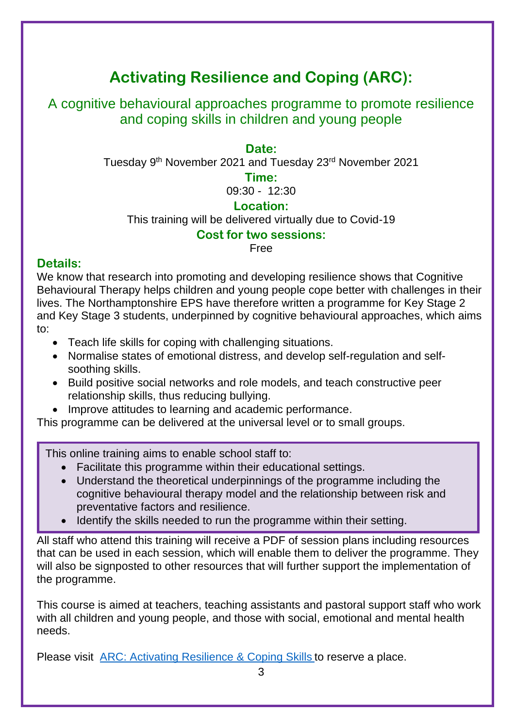# Activating Resilience and Coping (ARC):

## A cognitive behavioural approaches programme to promote resilience and coping skills in children and young people

**Date:**

Tuesday 9th November 2021 and Tuesday 23rd November 2021

**Time:**

09:30 - 12:30

**Location:**

This training will be delivered virtually due to Covid-19

**Cost for two sessions:**

Free

**Details:**

We know that research into promoting and developing resilience shows that Cognitive Behavioural Therapy helps children and young people cope better with challenges in their lives. The Northamptonshire EPS have therefore written a programme for Key Stage 2 and Key Stage 3 students, underpinned by cognitive behavioural approaches, which aims to:

- Teach life skills for coping with challenging situations.
- Normalise states of emotional distress, and develop self-regulation and self-soothing skills.
- Build positive social networks and role models, and teach constructive peer relationship skills, thus reducing bullying.
- Improve attitudes to learning and academic performance.

This programme can be delivered at the universal level or to small groups.

This online training aims to enable school staff to:

- Facilitate this programme within their educational settings.
- Understand the theoretical underpinnings of the programme including the cognitive behavioural therapy model and the relationship between risk and preventative factors and resilience.
- Identify the skills needed to run the programme within their setting.

All staff who attend this training will receive a PDF of session plans including resources that can be used in each session, which will enable them to deliver the programme. They will also be signposted to other resources that will further support the implementation of the programme.

This course is aimed at teachers, teaching assistants and pastoral support staff who work with all children and young people, and those with social, emotional and mental health needs.

Please visit ARC: Activating Resilience & Coping Skills to reserve a place.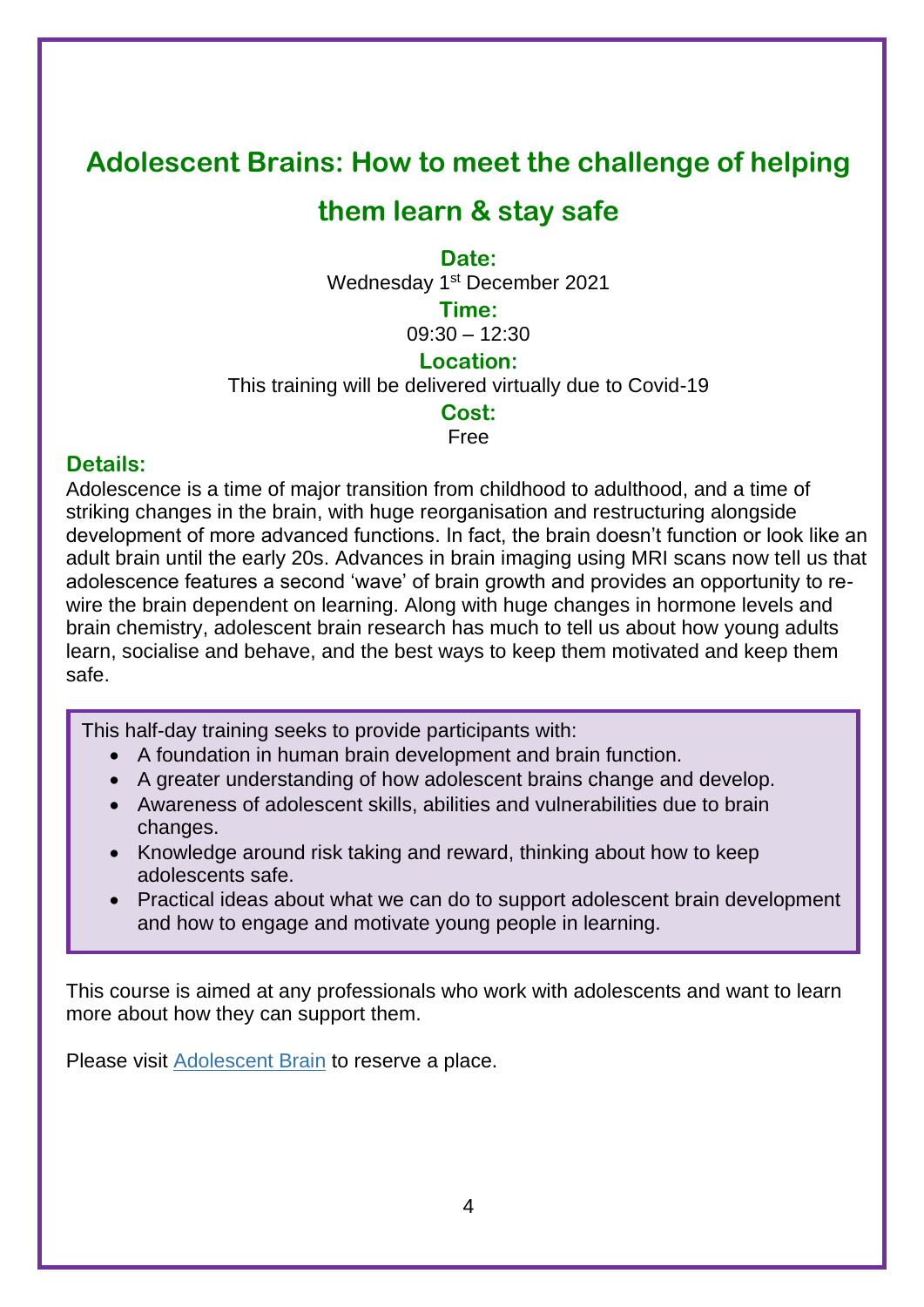# Adolescent Brains: How to meet the challenge of helping them learn & stay safe

**Date:**

Wednesday 1st December 2021

**Time:**

09:30 – 12:30

**Location:**

This training will be delivered virtually due to Covid-19

**Cost:**

Free

**Details:**

Adolescence is a time of major transition from childhood to adulthood, and a time of striking changes in the brain, with huge reorganisation and restructuring alongside development of more advanced functions. In fact, the brain doesn't function or look like an adult brain until the early 20s. Advances in brain imaging using MRI scans now tell us that adolescence features a second 'wave' of brain growth and provides an opportunity to re-wire the brain dependent on learning. Along with huge changes in hormone levels and brain chemistry, adolescent brain research has much to tell us about how young adults learn, socialise and behave, and the best ways to keep them motivated and keep them safe.

This half-day training seeks to provide participants with:

- A foundation in human brain development and brain function.
- A greater understanding of how adolescent brains change and develop.
- Awareness of adolescent skills, abilities and vulnerabilities due to brain changes.
- Knowledge around risk taking and reward, thinking about how to keep adolescents safe.
- Practical ideas about what we can do to support adolescent brain development and how to engage and motivate young people in learning.

This course is aimed at any professionals who work with adolescents and want to learn more about how they can support them.

Please visit [Adolescent Brain] to reserve a place.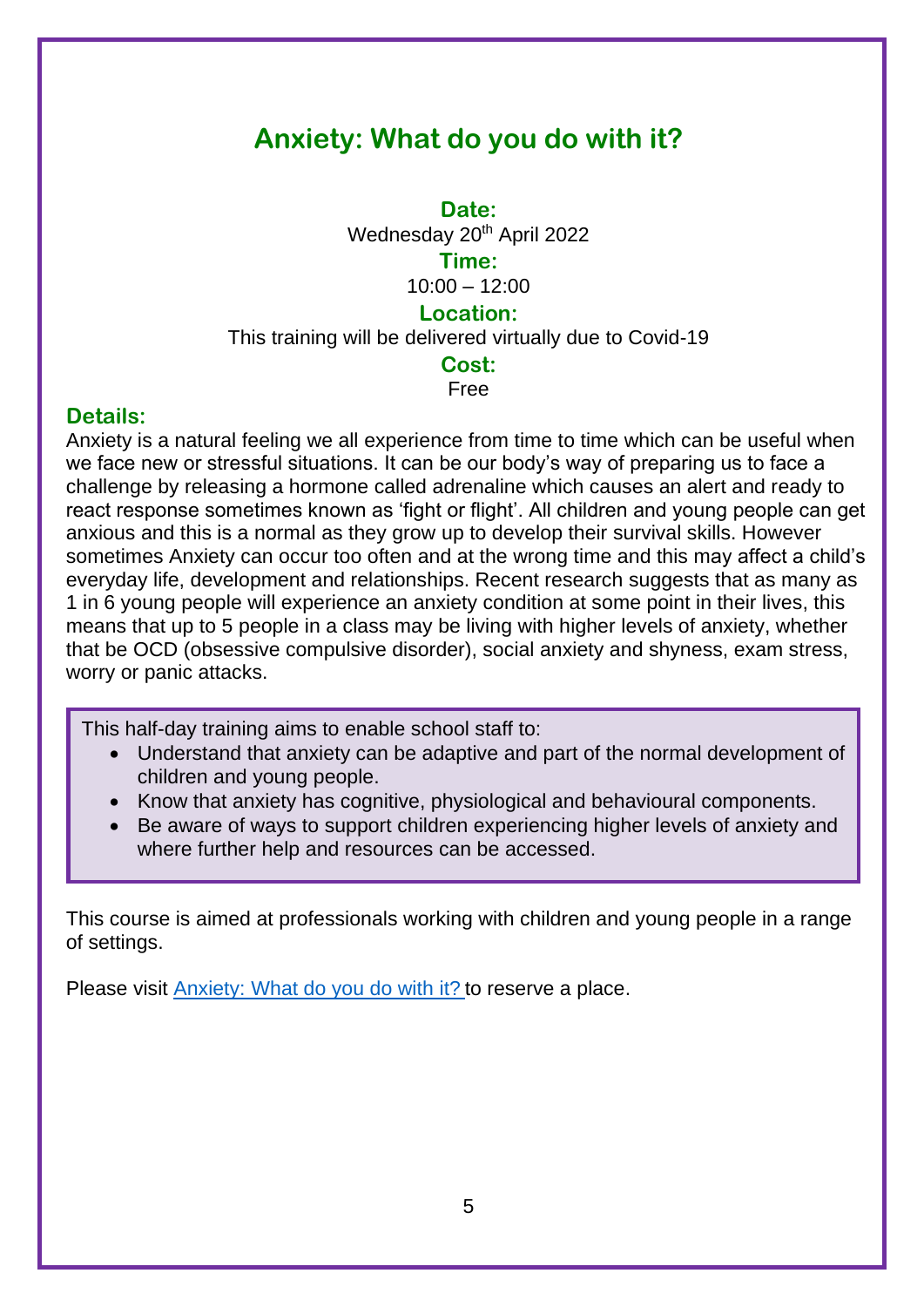# Anxiety: What do you do with it?

**Date:**
Wednesday 20th April 2022

**Time:**
10:00 – 12:00

**Location:**
This training will be delivered virtually due to Covid-19

**Cost:**
Free

**Details:**

Anxiety is a natural feeling we all experience from time to time which can be useful when we face new or stressful situations. It can be our body's way of preparing us to face a challenge by releasing a hormone called adrenaline which causes an alert and ready to react response sometimes known as 'fight or flight'. All children and young people can get anxious and this is a normal as they grow up to develop their survival skills. However sometimes Anxiety can occur too often and at the wrong time and this may affect a child's everyday life, development and relationships. Recent research suggests that as many as 1 in 6 young people will experience an anxiety condition at some point in their lives, this means that up to 5 people in a class may be living with higher levels of anxiety, whether that be OCD (obsessive compulsive disorder), social anxiety and shyness, exam stress, worry or panic attacks.

This half-day training aims to enable school staff to:

- Understand that anxiety can be adaptive and part of the normal development of children and young people.
- Know that anxiety has cognitive, physiological and behavioural components.
- Be aware of ways to support children experiencing higher levels of anxiety and where further help and resources can be accessed.

This course is aimed at professionals working with children and young people in a range of settings.

Please visit Anxiety: What do you do with it? to reserve a place.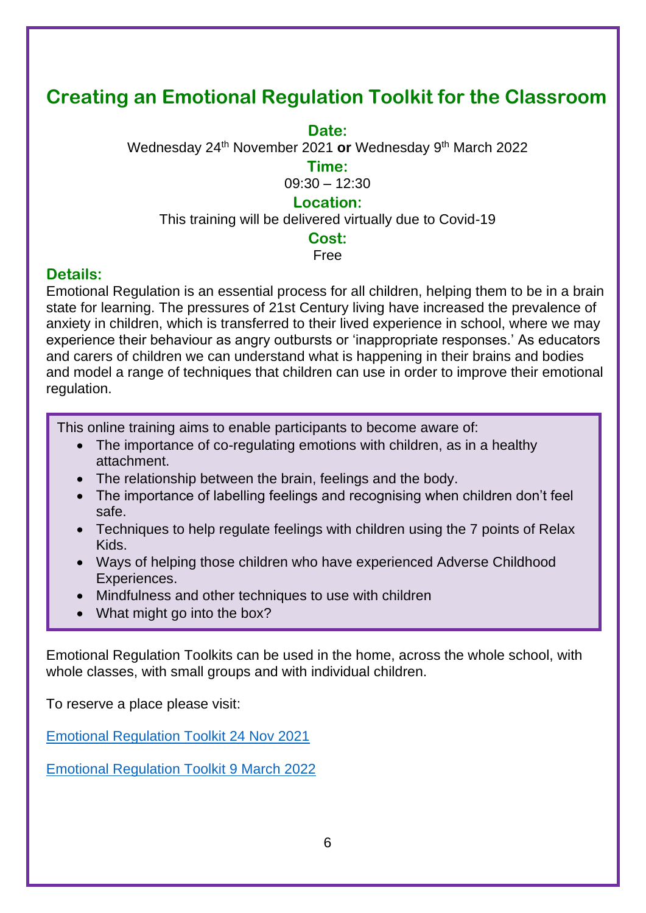## Creating an Emotional Regulation Toolkit for the Classroom

**Date:**

Wednesday 24th November 2021 **or** Wednesday 9th March 2022

**Time:**

09:30 – 12:30

**Location:**

This training will be delivered virtually due to Covid-19

**Cost:**

Free

**Details:**

Emotional Regulation is an essential process for all children, helping them to be in a brain state for learning. The pressures of 21st Century living have increased the prevalence of anxiety in children, which is transferred to their lived experience in school, where we may experience their behaviour as angry outbursts or 'inappropriate responses.' As educators and carers of children we can understand what is happening in their brains and bodies and model a range of techniques that children can use in order to improve their emotional regulation.

This online training aims to enable participants to become aware of:

- The importance of co-regulating emotions with children, as in a healthy attachment.
- The relationship between the brain, feelings and the body.
- The importance of labelling feelings and recognising when children don't feel safe.
- Techniques to help regulate feelings with children using the 7 points of Relax Kids.
- Ways of helping those children who have experienced Adverse Childhood Experiences.
- Mindfulness and other techniques to use with children
- What might go into the box?

Emotional Regulation Toolkits can be used in the home, across the whole school, with whole classes, with small groups and with individual children.

To reserve a place please visit:

Emotional Regulation Toolkit 24 Nov 2021

Emotional Regulation Toolkit 9 March 2022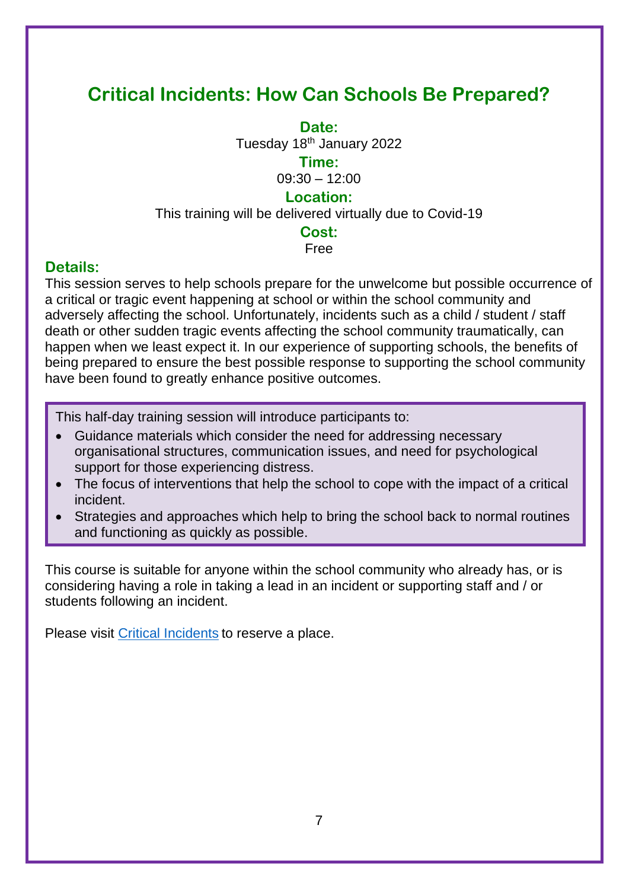# Critical Incidents: How Can Schools Be Prepared?

**Date:**

Tuesday 18th January 2022

**Time:**

09:30 – 12:00

**Location:**

This training will be delivered virtually due to Covid-19

**Cost:**

Free

**Details:**

This session serves to help schools prepare for the unwelcome but possible occurrence of a critical or tragic event happening at school or within the school community and adversely affecting the school. Unfortunately, incidents such as a child / student / staff death or other sudden tragic events affecting the school community traumatically, can happen when we least expect it. In our experience of supporting schools, the benefits of being prepared to ensure the best possible response to supporting the school community have been found to greatly enhance positive outcomes.

This half-day training session will introduce participants to:

- Guidance materials which consider the need for addressing necessary organisational structures, communication issues, and need for psychological support for those experiencing distress.
- The focus of interventions that help the school to cope with the impact of a critical incident.
- Strategies and approaches which help to bring the school back to normal routines and functioning as quickly as possible.

This course is suitable for anyone within the school community who already has, or is considering having a role in taking a lead in an incident or supporting staff and / or students following an incident.

Please visit Critical Incidents to reserve a place.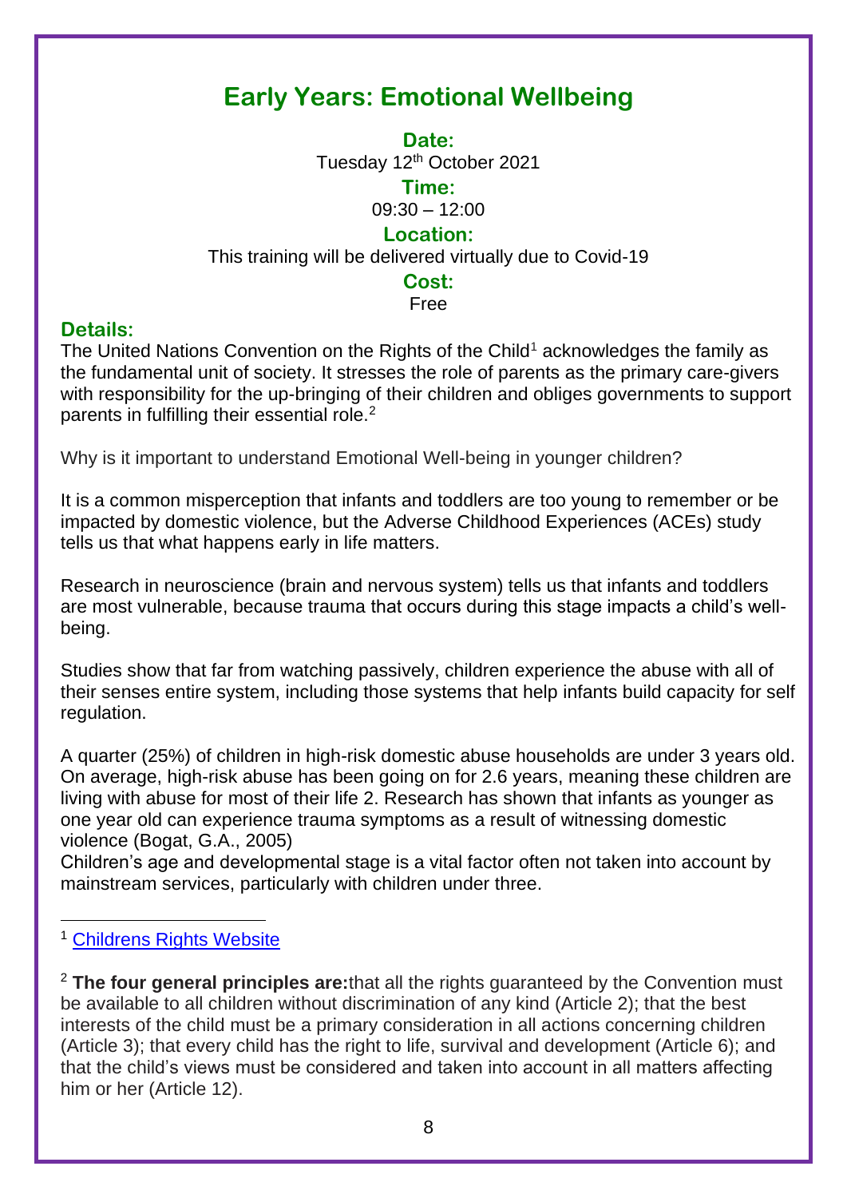# Early Years: Emotional Wellbeing

**Date:**
Tuesday 12th October 2021

**Time:**
09:30 – 12:00

**Location:**
This training will be delivered virtually due to Covid-19

**Cost:**
Free

**Details:**

The United Nations Convention on the Rights of the Child[1] acknowledges the family as the fundamental unit of society. It stresses the role of parents as the primary care-givers with responsibility for the up-bringing of their children and obliges governments to support parents in fulfilling their essential role.[2]

Why is it important to understand Emotional Well-being in younger children?

It is a common misperception that infants and toddlers are too young to remember or be impacted by domestic violence, but the Adverse Childhood Experiences (ACEs) study tells us that what happens early in life matters.

Research in neuroscience (brain and nervous system) tells us that infants and toddlers are most vulnerable, because trauma that occurs during this stage impacts a child's well-being.

Studies show that far from watching passively, children experience the abuse with all of their senses entire system, including those systems that help infants build capacity for self regulation.

A quarter (25%) of children in high-risk domestic abuse households are under 3 years old. On average, high-risk abuse has been going on for 2.6 years, meaning these children are living with abuse for most of their life 2. Research has shown that infants as younger as one year old can experience trauma symptoms as a result of witnessing domestic violence (Bogat, G.A., 2005)
Children's age and developmental stage is a vital factor often not taken into account by mainstream services, particularly with children under three.

---

[1] Childrens Rights Website

[2] **The four general principles are:**that all the rights guaranteed by the Convention must be available to all children without discrimination of any kind (Article 2); that the best interests of the child must be a primary consideration in all actions concerning children (Article 3); that every child has the right to life, survival and development (Article 6); and that the child's views must be considered and taken into account in all matters affecting him or her (Article 12).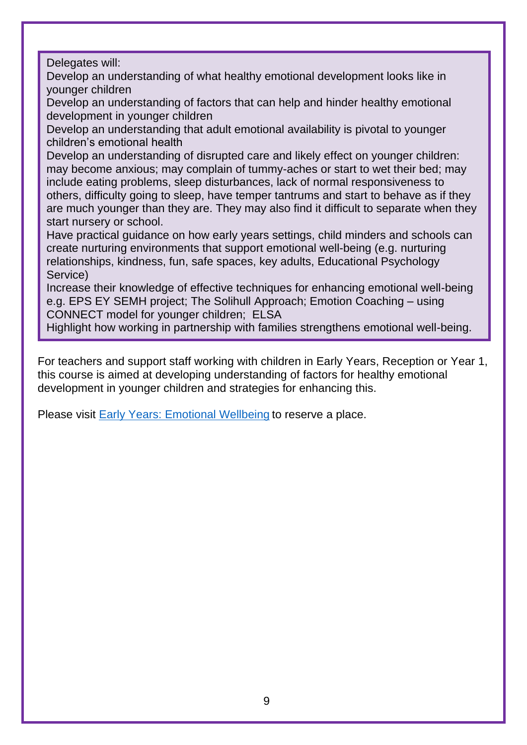Delegates will:

- Develop an understanding of what healthy emotional development looks like in younger children
- Develop an understanding of factors that can help and hinder healthy emotional development in younger children
- Develop an understanding that adult emotional availability is pivotal to younger children's emotional health
- Develop an understanding of disrupted care and likely effect on younger children: may become anxious; may complain of tummy-aches or start to wet their bed; may include eating problems, sleep disturbances, lack of normal responsiveness to others, difficulty going to sleep, have temper tantrums and start to behave as if they are much younger than they are. They may also find it difficult to separate when they start nursery or school.
- Have practical guidance on how early years settings, child minders and schools can create nurturing environments that support emotional well-being (e.g. nurturing relationships, kindness, fun, safe spaces, key adults, Educational Psychology Service)
- Increase their knowledge of effective techniques for enhancing emotional well-being e.g. EPS EY SEMH project; The Solihull Approach; Emotion Coaching – using CONNECT model for younger children; ELSA
- Highlight how working in partnership with families strengthens emotional well-being.

For teachers and support staff working with children in Early Years, Reception or Year 1, this course is aimed at developing understanding of factors for healthy emotional development in younger children and strategies for enhancing this.

Please visit Early Years: Emotional Wellbeing to reserve a place.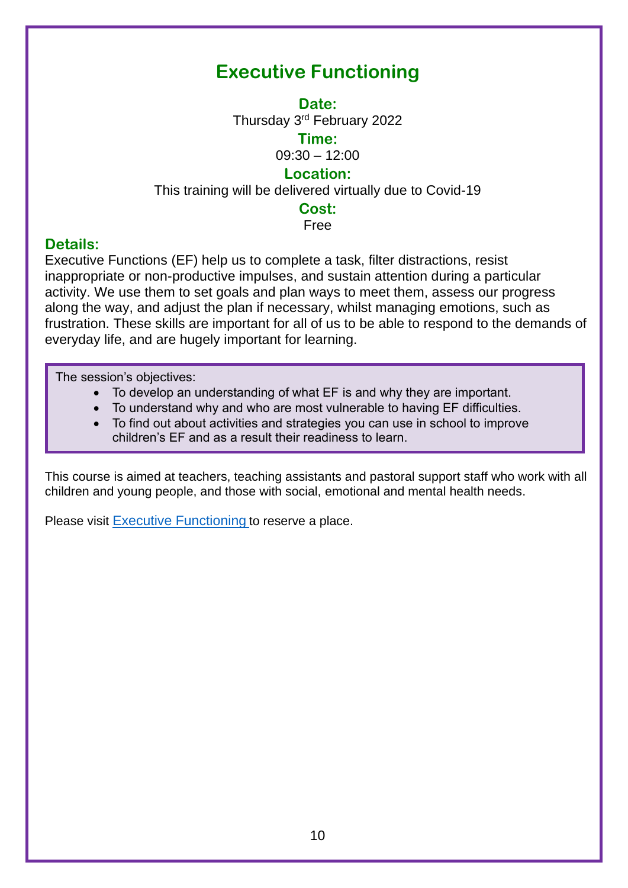# Executive Functioning

**Date:**

Thursday 3rd February 2022

**Time:**

09:30 – 12:00

**Location:**

This training will be delivered virtually due to Covid-19

**Cost:**

Free

## Details:

Executive Functions (EF) help us to complete a task, filter distractions, resist inappropriate or non-productive impulses, and sustain attention during a particular activity. We use them to set goals and plan ways to meet them, assess our progress along the way, and adjust the plan if necessary, whilst managing emotions, such as frustration. These skills are important for all of us to be able to respond to the demands of everyday life, and are hugely important for learning.

The session's objectives:

- To develop an understanding of what EF is and why they are important.
- To understand why and who are most vulnerable to having EF difficulties.
- To find out about activities and strategies you can use in school to improve children's EF and as a result their readiness to learn.

This course is aimed at teachers, teaching assistants and pastoral support staff who work with all children and young people, and those with social, emotional and mental health needs.

Please visit Executive Functioning to reserve a place.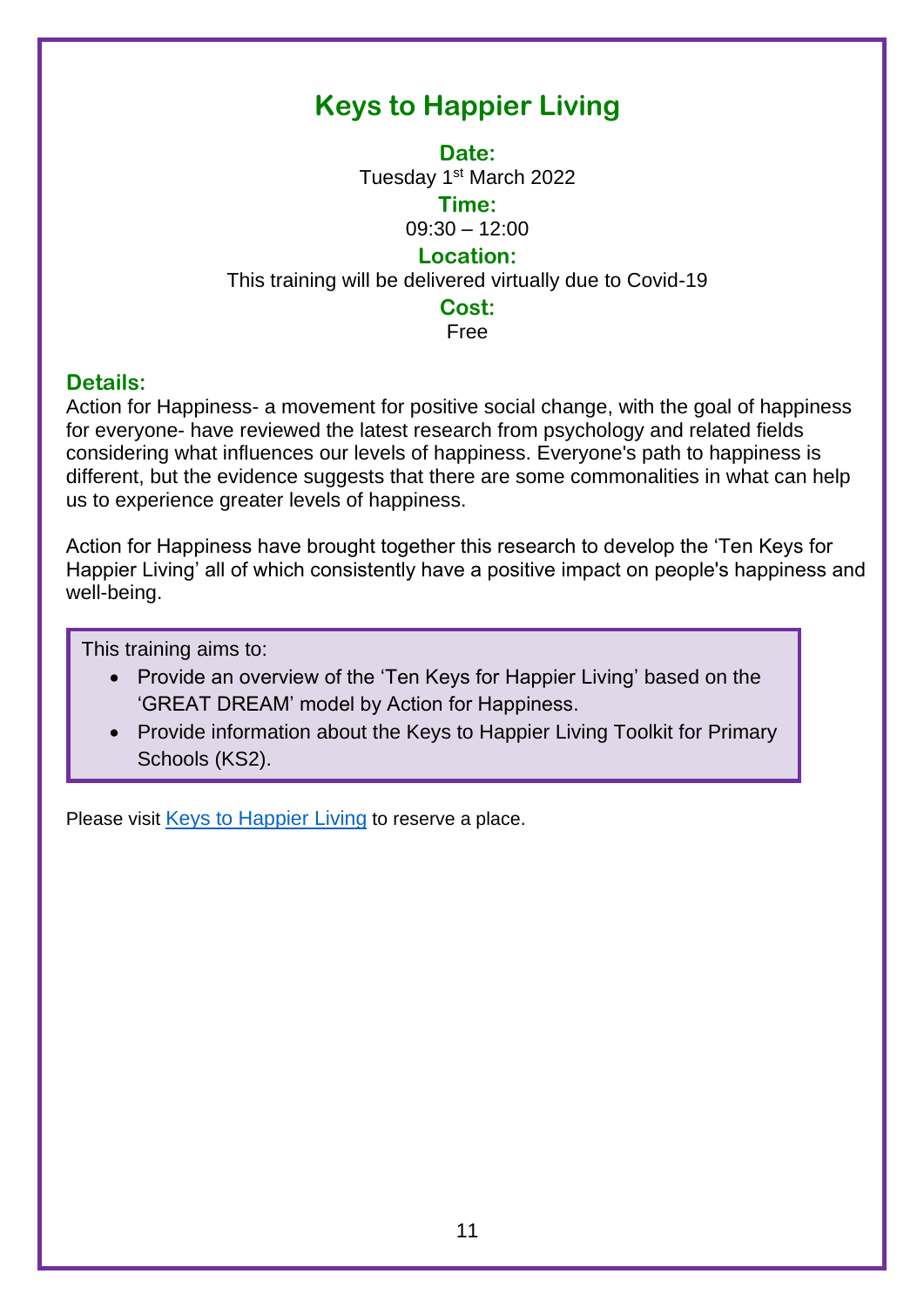# Keys to Happier Living

**Date:**

Tuesday 1st March 2022

**Time:**

09:30 – 12:00

**Location:**

This training will be delivered virtually due to Covid-19

**Cost:**

Free

## Details:

Action for Happiness- a movement for positive social change, with the goal of happiness for everyone- have reviewed the latest research from psychology and related fields considering what influences our levels of happiness. Everyone's path to happiness is different, but the evidence suggests that there are some commonalities in what can help us to experience greater levels of happiness.

Action for Happiness have brought together this research to develop the 'Ten Keys for Happier Living' all of which consistently have a positive impact on people's happiness and well-being.

This training aims to:

- Provide an overview of the 'Ten Keys for Happier Living' based on the 'GREAT DREAM' model by Action for Happiness.
- Provide information about the Keys to Happier Living Toolkit for Primary Schools (KS2).

Please visit Keys to Happier Living to reserve a place.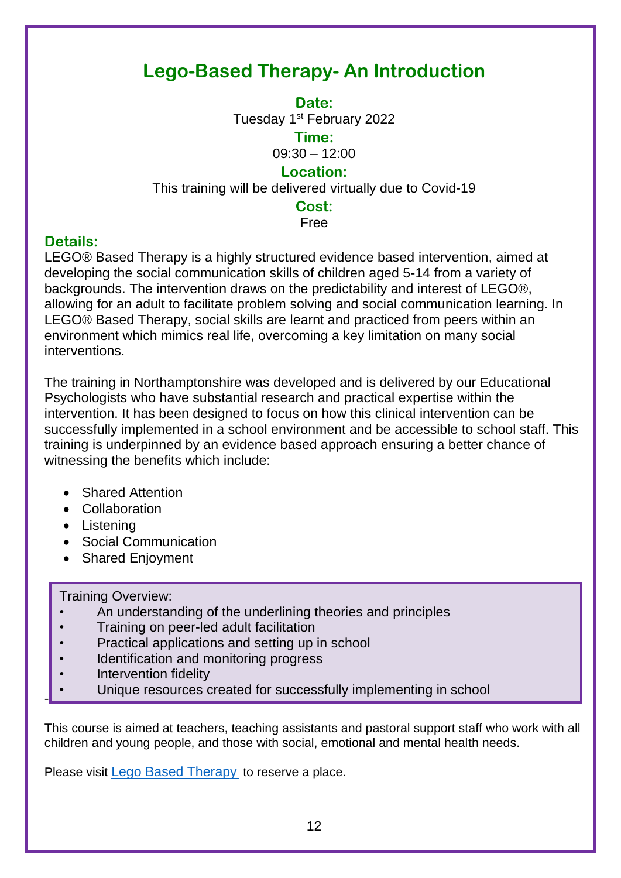# Lego-Based Therapy- An Introduction

**Date:**

Tuesday 1st February 2022

**Time:**

09:30 – 12:00

**Location:**

This training will be delivered virtually due to Covid-19

**Cost:**

Free

## Details:

LEGO® Based Therapy is a highly structured evidence based intervention, aimed at developing the social communication skills of children aged 5-14 from a variety of backgrounds. The intervention draws on the predictability and interest of LEGO®, allowing for an adult to facilitate problem solving and social communication learning. In LEGO® Based Therapy, social skills are learnt and practiced from peers within an environment which mimics real life, overcoming a key limitation on many social interventions.

The training in Northamptonshire was developed and is delivered by our Educational Psychologists who have substantial research and practical expertise within the intervention. It has been designed to focus on how this clinical intervention can be successfully implemented in a school environment and be accessible to school staff. This training is underpinned by an evidence based approach ensuring a better chance of witnessing the benefits which include:

- Shared Attention
- Collaboration
- Listening
- Social Communication
- Shared Enjoyment

Training Overview:

- An understanding of the underlining theories and principles
- Training on peer-led adult facilitation
- Practical applications and setting up in school
- Identification and monitoring progress
- Intervention fidelity
- Unique resources created for successfully implementing in school

This course is aimed at teachers, teaching assistants and pastoral support staff who work with all children and young people, and those with social, emotional and mental health needs.

Please visit Lego Based Therapy to reserve a place.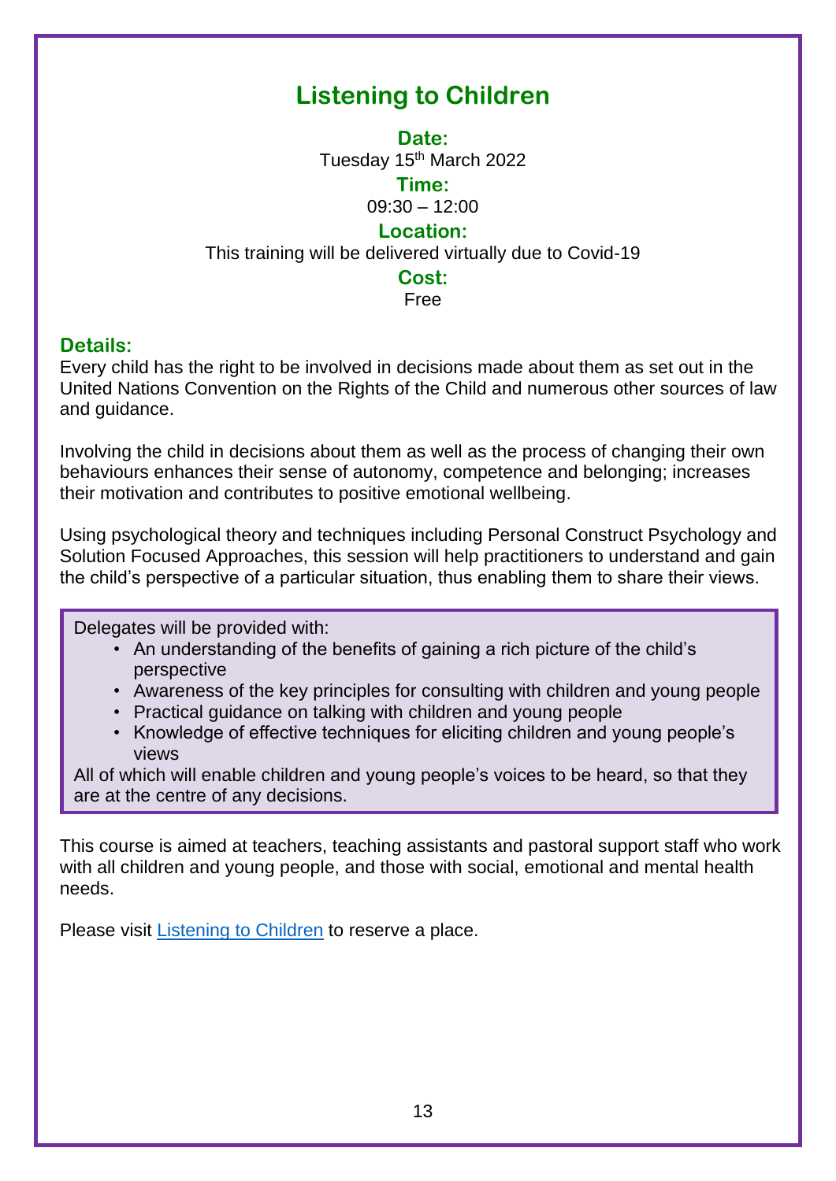# Listening to Children

**Date:**
Tuesday 15th March 2022

**Time:**
09:30 – 12:00

**Location:**
This training will be delivered virtually due to Covid-19

**Cost:**
Free

## Details:

Every child has the right to be involved in decisions made about them as set out in the United Nations Convention on the Rights of the Child and numerous other sources of law and guidance.

Involving the child in decisions about them as well as the process of changing their own behaviours enhances their sense of autonomy, competence and belonging; increases their motivation and contributes to positive emotional wellbeing.

Using psychological theory and techniques including Personal Construct Psychology and Solution Focused Approaches, this session will help practitioners to understand and gain the child's perspective of a particular situation, thus enabling them to share their views.

Delegates will be provided with:

- An understanding of the benefits of gaining a rich picture of the child's perspective
- Awareness of the key principles for consulting with children and young people
- Practical guidance on talking with children and young people
- Knowledge of effective techniques for eliciting children and young people's views

All of which will enable children and young people's voices to be heard, so that they are at the centre of any decisions.

This course is aimed at teachers, teaching assistants and pastoral support staff who work with all children and young people, and those with social, emotional and mental health needs.

Please visit Listening to Children to reserve a place.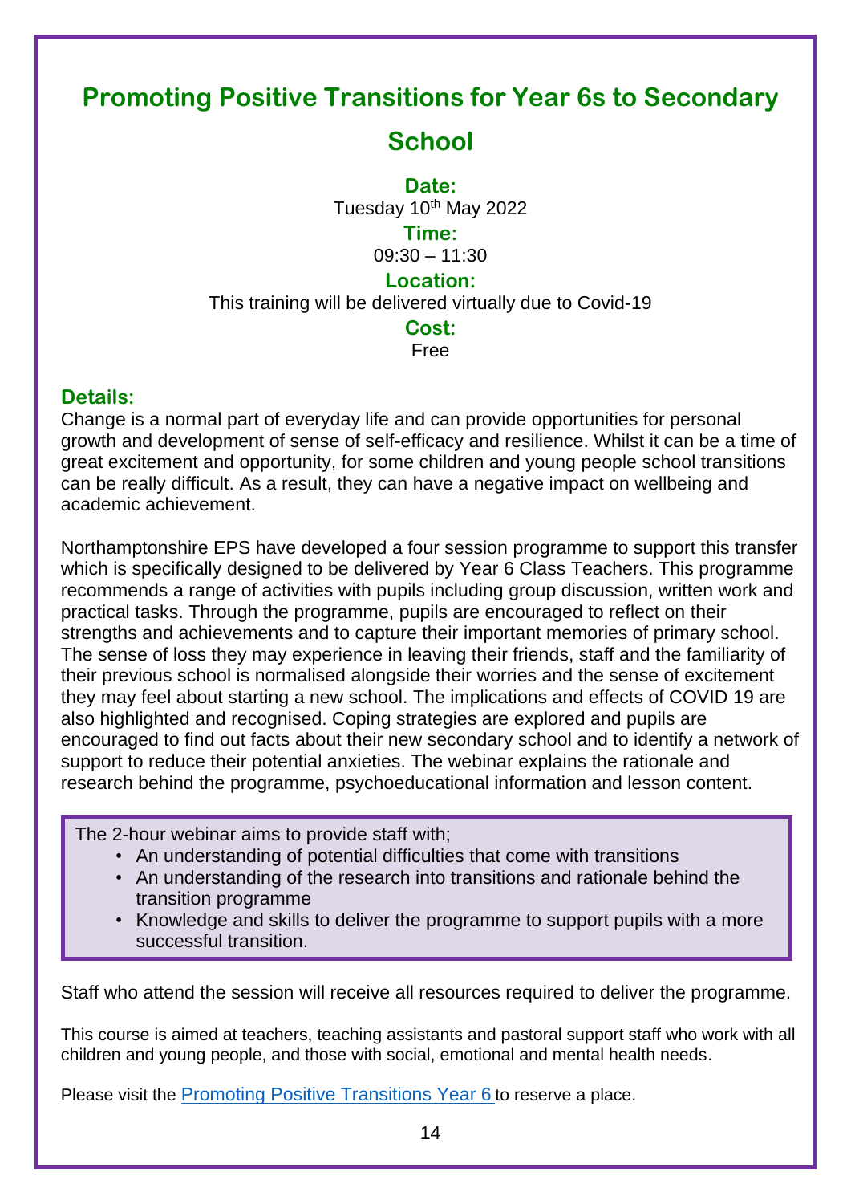# Promoting Positive Transitions for Year 6s to Secondary School

**Date:**
Tuesday 10th May 2022

**Time:**
09:30 – 11:30

**Location:**
This training will be delivered virtually due to Covid-19

**Cost:**
Free

## Details:

Change is a normal part of everyday life and can provide opportunities for personal growth and development of sense of self-efficacy and resilience. Whilst it can be a time of great excitement and opportunity, for some children and young people school transitions can be really difficult. As a result, they can have a negative impact on wellbeing and academic achievement.

Northamptonshire EPS have developed a four session programme to support this transfer which is specifically designed to be delivered by Year 6 Class Teachers. This programme recommends a range of activities with pupils including group discussion, written work and practical tasks. Through the programme, pupils are encouraged to reflect on their strengths and achievements and to capture their important memories of primary school. The sense of loss they may experience in leaving their friends, staff and the familiarity of their previous school is normalised alongside their worries and the sense of excitement they may feel about starting a new school. The implications and effects of COVID 19 are also highlighted and recognised. Coping strategies are explored and pupils are encouraged to find out facts about their new secondary school and to identify a network of support to reduce their potential anxieties. The webinar explains the rationale and research behind the programme, psychoeducational information and lesson content.

The 2-hour webinar aims to provide staff with;

- An understanding of potential difficulties that come with transitions
- An understanding of the research into transitions and rationale behind the transition programme
- Knowledge and skills to deliver the programme to support pupils with a more successful transition.

Staff who attend the session will receive all resources required to deliver the programme.

This course is aimed at teachers, teaching assistants and pastoral support staff who work with all children and young people, and those with social, emotional and mental health needs.

Please visit the Promoting Positive Transitions Year 6 to reserve a place.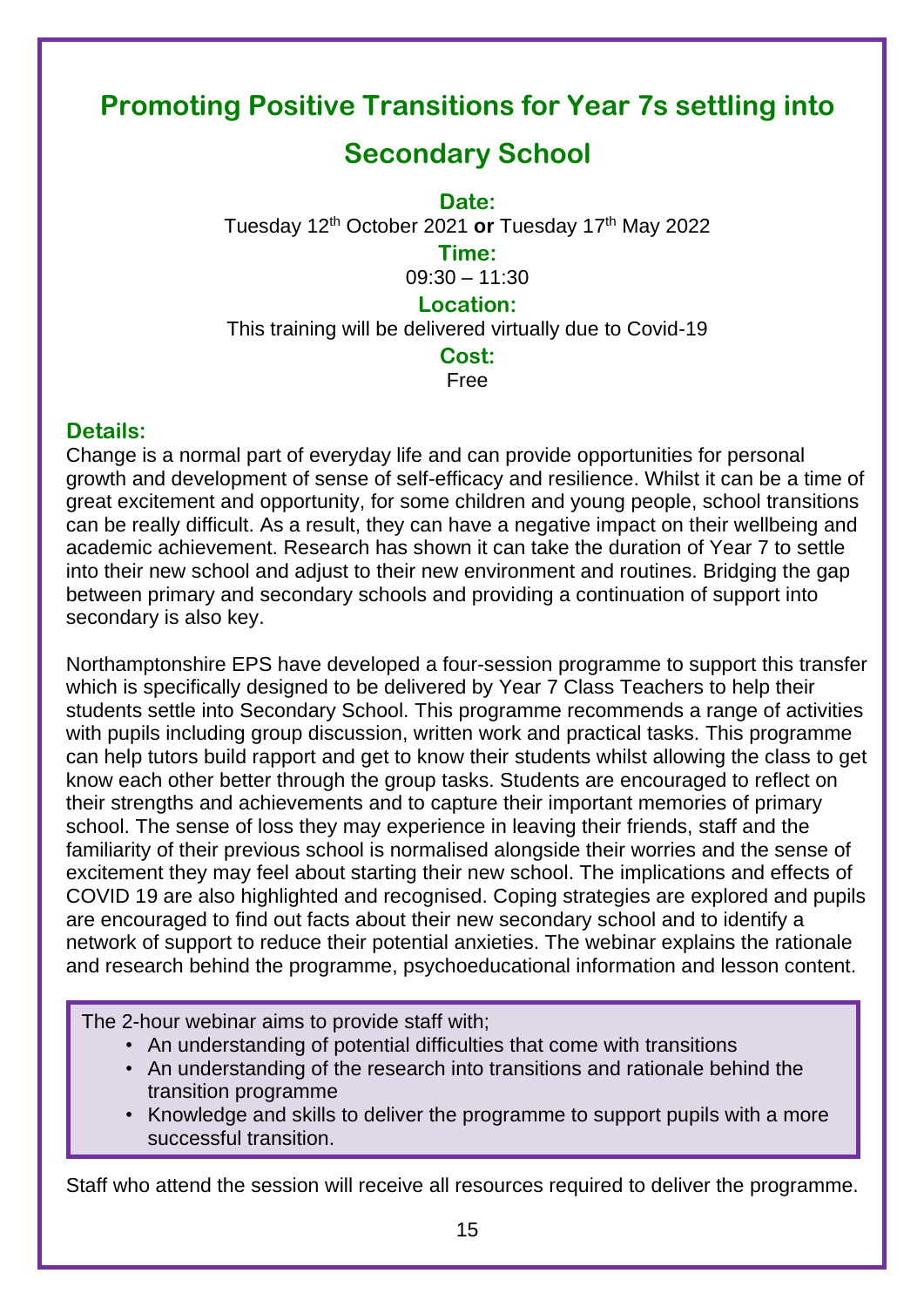# Promoting Positive Transitions for Year 7s settling into Secondary School

**Date:**

Tuesday 12th October 2021 **or** Tuesday 17th May 2022

**Time:**

09:30 – 11:30

**Location:**

This training will be delivered virtually due to Covid-19

**Cost:**

Free

## Details:

Change is a normal part of everyday life and can provide opportunities for personal growth and development of sense of self-efficacy and resilience. Whilst it can be a time of great excitement and opportunity, for some children and young people, school transitions can be really difficult. As a result, they can have a negative impact on their wellbeing and academic achievement. Research has shown it can take the duration of Year 7 to settle into their new school and adjust to their new environment and routines. Bridging the gap between primary and secondary schools and providing a continuation of support into secondary is also key.

Northamptonshire EPS have developed a four-session programme to support this transfer which is specifically designed to be delivered by Year 7 Class Teachers to help their students settle into Secondary School. This programme recommends a range of activities with pupils including group discussion, written work and practical tasks. This programme can help tutors build rapport and get to know their students whilst allowing the class to get know each other better through the group tasks. Students are encouraged to reflect on their strengths and achievements and to capture their important memories of primary school. The sense of loss they may experience in leaving their friends, staff and the familiarity of their previous school is normalised alongside their worries and the sense of excitement they may feel about starting their new school. The implications and effects of COVID 19 are also highlighted and recognised. Coping strategies are explored and pupils are encouraged to find out facts about their new secondary school and to identify a network of support to reduce their potential anxieties. The webinar explains the rationale and research behind the programme, psychoeducational information and lesson content.

The 2-hour webinar aims to provide staff with;

- An understanding of potential difficulties that come with transitions
- An understanding of the research into transitions and rationale behind the transition programme
- Knowledge and skills to deliver the programme to support pupils with a more successful transition.

Staff who attend the session will receive all resources required to deliver the programme.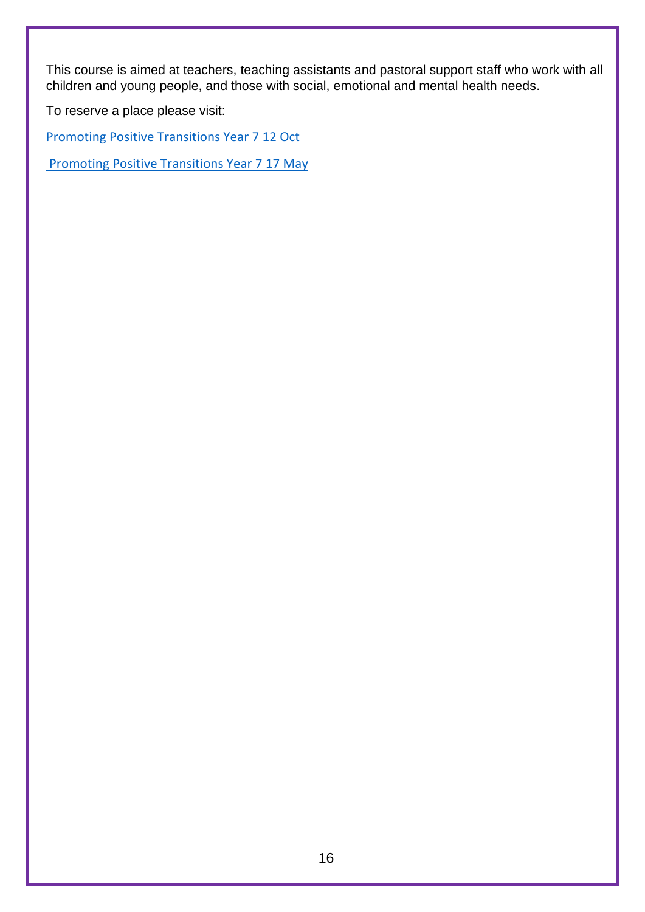This course is aimed at teachers, teaching assistants and pastoral support staff who work with all children and young people, and those with social, emotional and mental health needs.

To reserve a place please visit:

Promoting Positive Transitions Year 7 12 Oct

Promoting Positive Transitions Year 7 17 May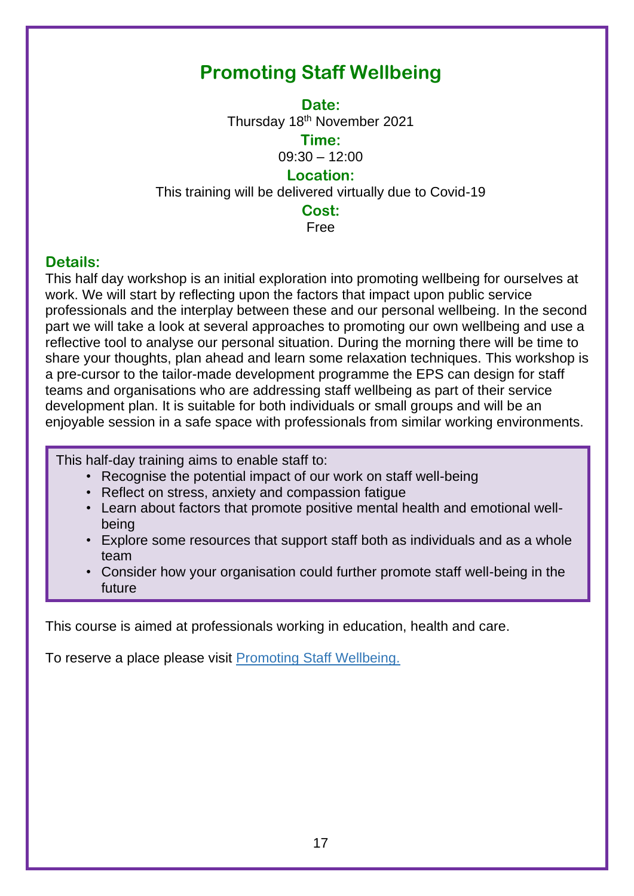# Promoting Staff Wellbeing

**Date:**
Thursday 18th November 2021

**Time:**
09:30 – 12:00

**Location:**
This training will be delivered virtually due to Covid-19

**Cost:**
Free

## Details:

This half day workshop is an initial exploration into promoting wellbeing for ourselves at work. We will start by reflecting upon the factors that impact upon public service professionals and the interplay between these and our personal wellbeing. In the second part we will take a look at several approaches to promoting our own wellbeing and use a reflective tool to analyse our personal situation. During the morning there will be time to share your thoughts, plan ahead and learn some relaxation techniques. This workshop is a pre-cursor to the tailor-made development programme the EPS can design for staff teams and organisations who are addressing staff wellbeing as part of their service development plan. It is suitable for both individuals or small groups and will be an enjoyable session in a safe space with professionals from similar working environments.

This half-day training aims to enable staff to:

- Recognise the potential impact of our work on staff well-being
- Reflect on stress, anxiety and compassion fatigue
- Learn about factors that promote positive mental health and emotional well-being
- Explore some resources that support staff both as individuals and as a whole team
- Consider how your organisation could further promote staff well-being in the future

This course is aimed at professionals working in education, health and care.

To reserve a place please visit Promoting Staff Wellbeing.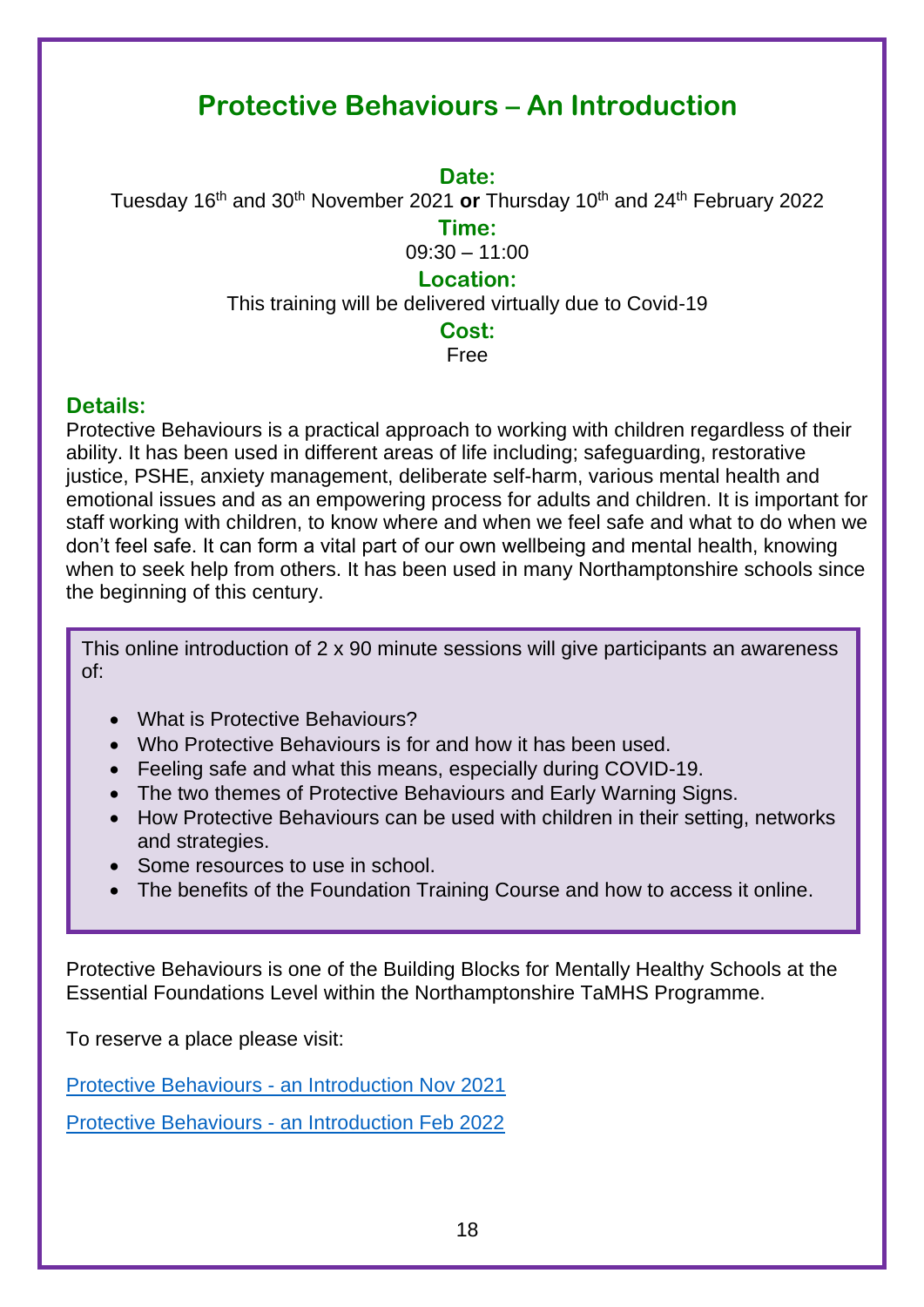# Protective Behaviours – An Introduction

**Date:**

Tuesday 16th and 30th November 2021 **or** Thursday 10th and 24th February 2022

**Time:**

09:30 – 11:00

**Location:**

This training will be delivered virtually due to Covid-19

**Cost:**

Free

## Details:

Protective Behaviours is a practical approach to working with children regardless of their ability. It has been used in different areas of life including; safeguarding, restorative justice, PSHE, anxiety management, deliberate self-harm, various mental health and emotional issues and as an empowering process for adults and children. It is important for staff working with children, to know where and when we feel safe and what to do when we don't feel safe. It can form a vital part of our own wellbeing and mental health, knowing when to seek help from others. It has been used in many Northamptonshire schools since the beginning of this century.

This online introduction of 2 x 90 minute sessions will give participants an awareness of:

- What is Protective Behaviours?
- Who Protective Behaviours is for and how it has been used.
- Feeling safe and what this means, especially during COVID-19.
- The two themes of Protective Behaviours and Early Warning Signs.
- How Protective Behaviours can be used with children in their setting, networks and strategies.
- Some resources to use in school.
- The benefits of the Foundation Training Course and how to access it online.

Protective Behaviours is one of the Building Blocks for Mentally Healthy Schools at the Essential Foundations Level within the Northamptonshire TaMHS Programme.

To reserve a place please visit:

Protective Behaviours - an Introduction Nov 2021

Protective Behaviours - an Introduction Feb 2022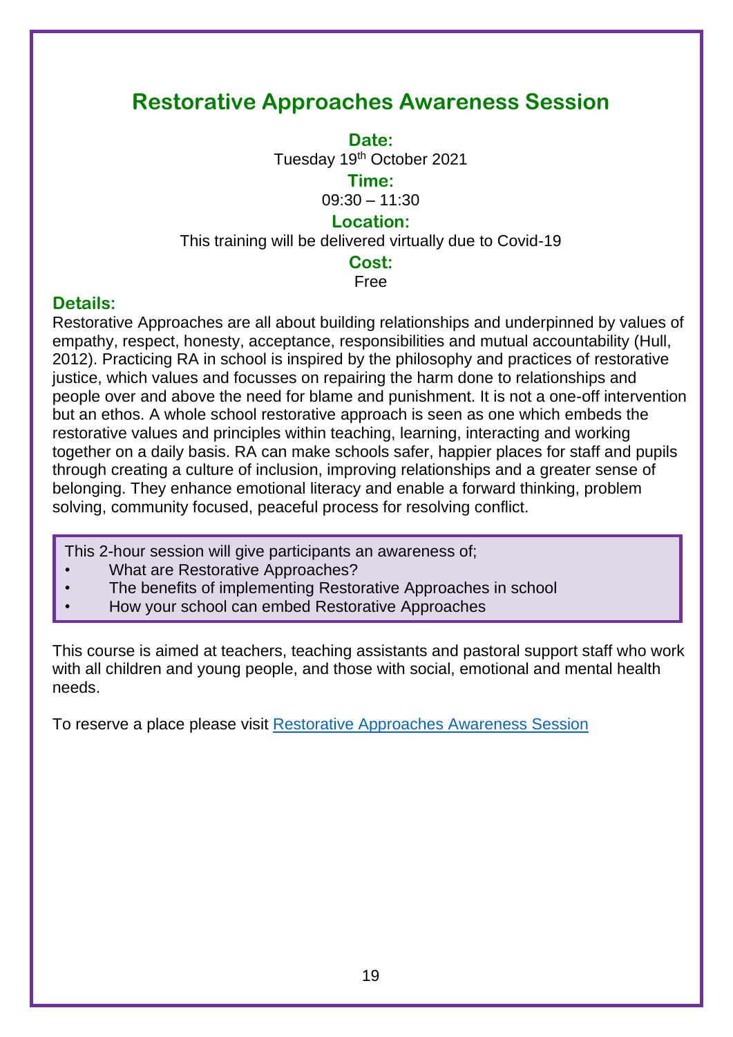# Restorative Approaches Awareness Session

**Date:**

Tuesday 19th October 2021

**Time:**

09:30 – 11:30

**Location:**

This training will be delivered virtually due to Covid-19

**Cost:**

Free

## Details:

Restorative Approaches are all about building relationships and underpinned by values of empathy, respect, honesty, acceptance, responsibilities and mutual accountability (Hull, 2012). Practicing RA in school is inspired by the philosophy and practices of restorative justice, which values and focusses on repairing the harm done to relationships and people over and above the need for blame and punishment. It is not a one-off intervention but an ethos. A whole school restorative approach is seen as one which embeds the restorative values and principles within teaching, learning, interacting and working together on a daily basis. RA can make schools safer, happier places for staff and pupils through creating a culture of inclusion, improving relationships and a greater sense of belonging. They enhance emotional literacy and enable a forward thinking, problem solving, community focused, peaceful process for resolving conflict.

This 2-hour session will give participants an awareness of;

- What are Restorative Approaches?
- The benefits of implementing Restorative Approaches in school
- How your school can embed Restorative Approaches

This course is aimed at teachers, teaching assistants and pastoral support staff who work with all children and young people, and those with social, emotional and mental health needs.

To reserve a place please visit Restorative Approaches Awareness Session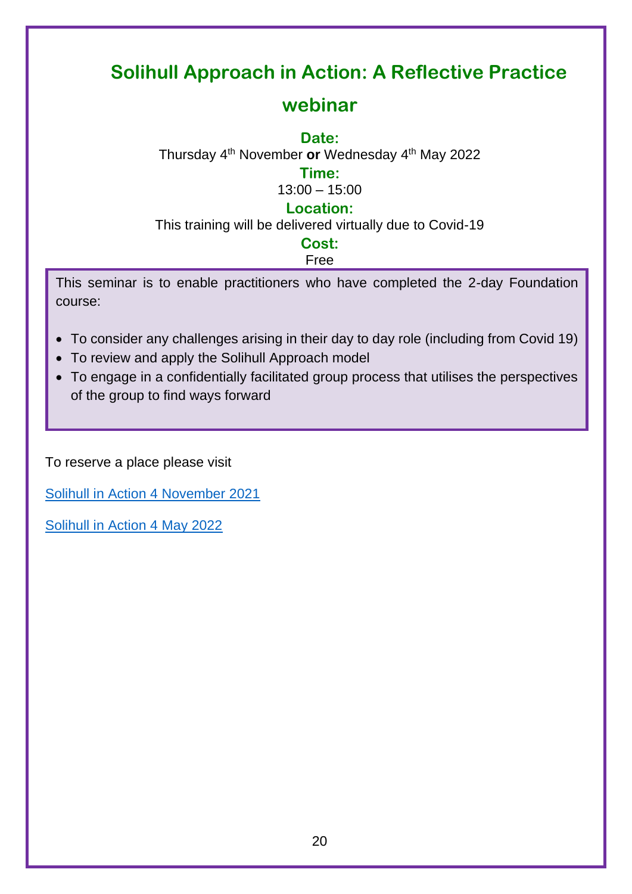# Solihull Approach in Action: A Reflective Practice webinar

**Date:**

Thursday 4th November **or** Wednesday 4th May 2022

**Time:**

13:00 – 15:00

**Location:**

This training will be delivered virtually due to Covid-19

**Cost:**

Free

This seminar is to enable practitioners who have completed the 2-day Foundation course:

- To consider any challenges arising in their day to day role (including from Covid 19)
- To review and apply the Solihull Approach model
- To engage in a confidentially facilitated group process that utilises the perspectives of the group to find ways forward

To reserve a place please visit

Solihull in Action 4 November 2021

Solihull in Action 4 May 2022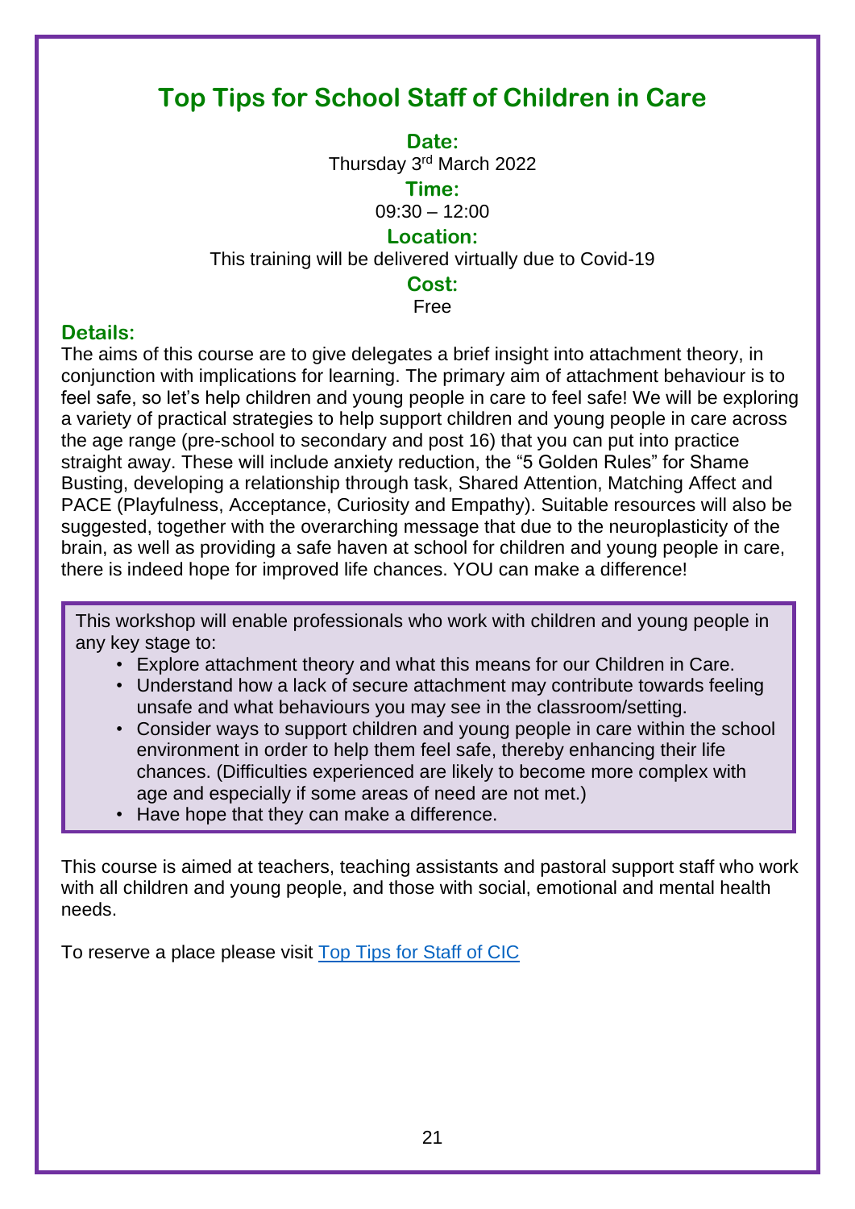# Top Tips for School Staff of Children in Care

**Date:**

Thursday 3rd March 2022

**Time:**

09:30 – 12:00

**Location:**

This training will be delivered virtually due to Covid-19

**Cost:**

Free

## Details:

The aims of this course are to give delegates a brief insight into attachment theory, in conjunction with implications for learning. The primary aim of attachment behaviour is to feel safe, so let's help children and young people in care to feel safe! We will be exploring a variety of practical strategies to help support children and young people in care across the age range (pre-school to secondary and post 16) that you can put into practice straight away. These will include anxiety reduction, the "5 Golden Rules" for Shame Busting, developing a relationship through task, Shared Attention, Matching Affect and PACE (Playfulness, Acceptance, Curiosity and Empathy). Suitable resources will also be suggested, together with the overarching message that due to the neuroplasticity of the brain, as well as providing a safe haven at school for children and young people in care, there is indeed hope for improved life chances. YOU can make a difference!

This workshop will enable professionals who work with children and young people in any key stage to:

- Explore attachment theory and what this means for our Children in Care.
- Understand how a lack of secure attachment may contribute towards feeling unsafe and what behaviours you may see in the classroom/setting.
- Consider ways to support children and young people in care within the school environment in order to help them feel safe, thereby enhancing their life chances. (Difficulties experienced are likely to become more complex with age and especially if some areas of need are not met.)
- Have hope that they can make a difference.

This course is aimed at teachers, teaching assistants and pastoral support staff who work with all children and young people, and those with social, emotional and mental health needs.

To reserve a place please visit Top Tips for Staff of CIC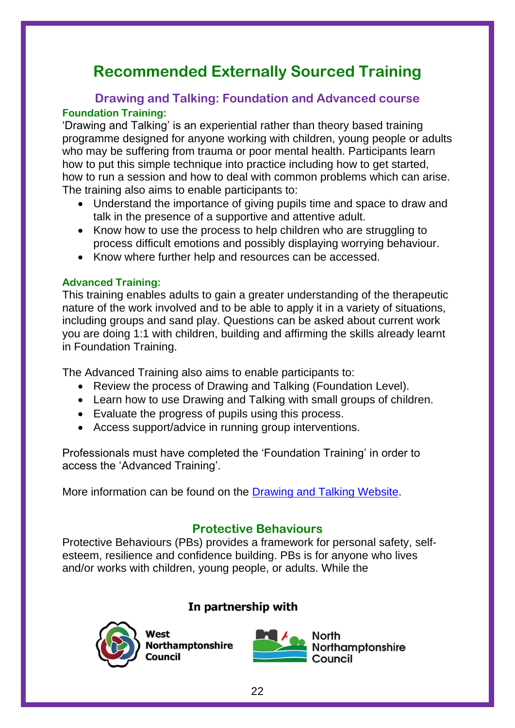# Recommended Externally Sourced Training

## Drawing and Talking: Foundation and Advanced course

### Foundation Training:

'Drawing and Talking' is an experiential rather than theory based training programme designed for anyone working with children, young people or adults who may be suffering from trauma or poor mental health. Participants learn how to put this simple technique into practice including how to get started, how to run a session and how to deal with common problems which can arise. The training also aims to enable participants to:

- Understand the importance of giving pupils time and space to draw and talk in the presence of a supportive and attentive adult.
- Know how to use the process to help children who are struggling to process difficult emotions and possibly displaying worrying behaviour.
- Know where further help and resources can be accessed.

### Advanced Training:

This training enables adults to gain a greater understanding of the therapeutic nature of the work involved and to be able to apply it in a variety of situations, including groups and sand play. Questions can be asked about current work you are doing 1:1 with children, building and affirming the skills already learnt in Foundation Training.

The Advanced Training also aims to enable participants to:

- Review the process of Drawing and Talking (Foundation Level).
- Learn how to use Drawing and Talking with small groups of children.
- Evaluate the progress of pupils using this process.
- Access support/advice in running group interventions.

Professionals must have completed the 'Foundation Training' in order to access the 'Advanced Training'.

More information can be found on the Drawing and Talking Website.

## Protective Behaviours

Protective Behaviours (PBs) provides a framework for personal safety, self-esteem, resilience and confidence building. PBs is for anyone who lives and/or works with children, young people, or adults. While the

**In partnership with**

West Northamptonshire Council

North Northamptonshire Council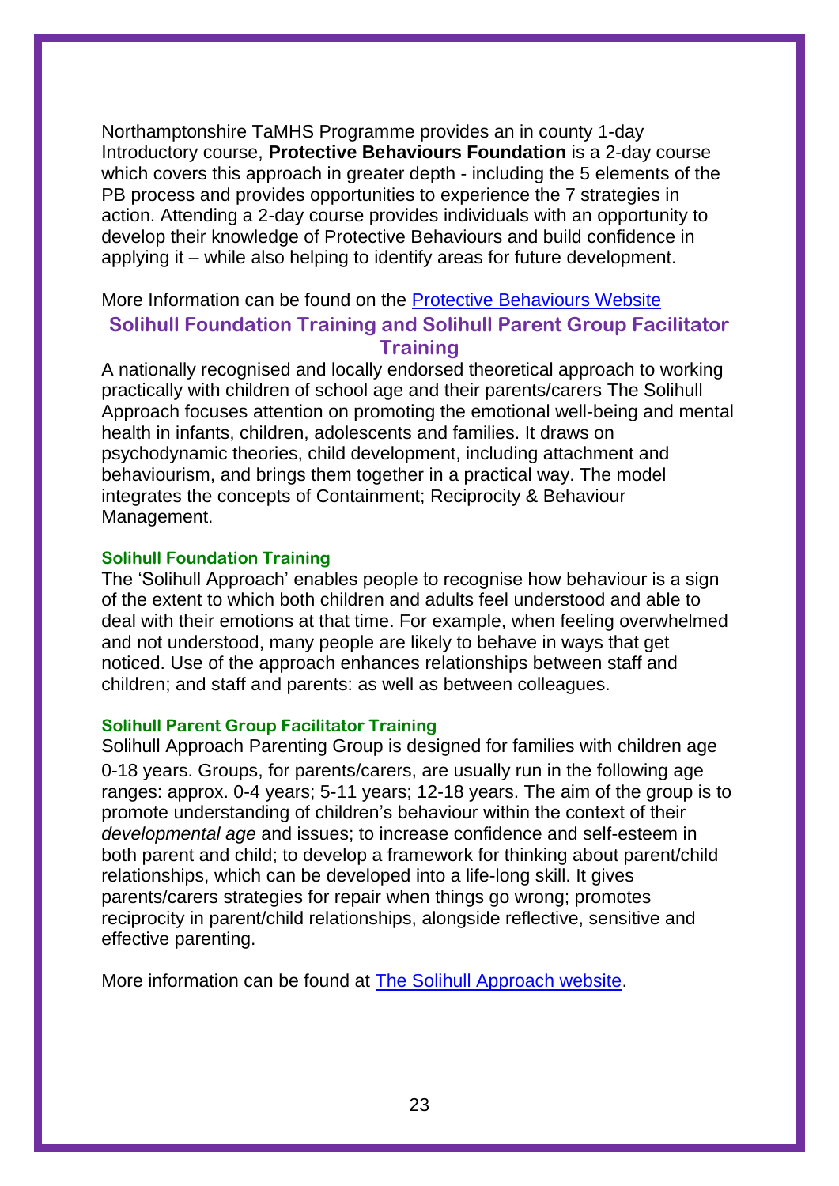Northamptonshire TaMHS Programme provides an in county 1-day Introductory course, **Protective Behaviours Foundation** is a 2-day course which covers this approach in greater depth - including the 5 elements of the PB process and provides opportunities to experience the 7 strategies in action. Attending a 2-day course provides individuals with an opportunity to develop their knowledge of Protective Behaviours and build confidence in applying it – while also helping to identify areas for future development.

More Information can be found on the [Protective Behaviours Website]()

## Solihull Foundation Training and Solihull Parent Group Facilitator Training

A nationally recognised and locally endorsed theoretical approach to working practically with children of school age and their parents/carers The Solihull Approach focuses attention on promoting the emotional well-being and mental health in infants, children, adolescents and families. It draws on psychodynamic theories, child development, including attachment and behaviourism, and brings them together in a practical way. The model integrates the concepts of Containment; Reciprocity & Behaviour Management.

### Solihull Foundation Training

The 'Solihull Approach' enables people to recognise how behaviour is a sign of the extent to which both children and adults feel understood and able to deal with their emotions at that time. For example, when feeling overwhelmed and not understood, many people are likely to behave in ways that get noticed. Use of the approach enhances relationships between staff and children; and staff and parents: as well as between colleagues.

### Solihull Parent Group Facilitator Training

Solihull Approach Parenting Group is designed for families with children age 0-18 years. Groups, for parents/carers, are usually run in the following age ranges: approx. 0-4 years; 5-11 years; 12-18 years. The aim of the group is to promote understanding of children's behaviour within the context of their *developmental age* and issues; to increase confidence and self-esteem in both parent and child; to develop a framework for thinking about parent/child relationships, which can be developed into a life-long skill. It gives parents/carers strategies for repair when things go wrong; promotes reciprocity in parent/child relationships, alongside reflective, sensitive and effective parenting.

More information can be found at [The Solihull Approach website]().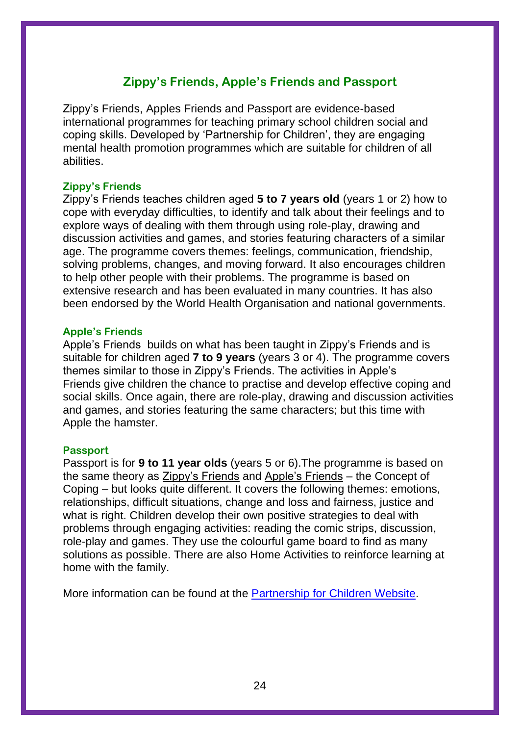## Zippy's Friends, Apple's Friends and Passport

Zippy's Friends, Apples Friends and Passport are evidence-based international programmes for teaching primary school children social and coping skills. Developed by 'Partnership for Children', they are engaging mental health promotion programmes which are suitable for children of all abilities.

### Zippy's Friends

Zippy's Friends teaches children aged **5 to 7 years old** (years 1 or 2) how to cope with everyday difficulties, to identify and talk about their feelings and to explore ways of dealing with them through using role-play, drawing and discussion activities and games, and stories featuring characters of a similar age. The programme covers themes: feelings, communication, friendship, solving problems, changes, and moving forward. It also encourages children to help other people with their problems. The programme is based on extensive research and has been evaluated in many countries. It has also been endorsed by the World Health Organisation and national governments.

### Apple's Friends

Apple's Friends builds on what has been taught in Zippy's Friends and is suitable for children aged **7 to 9 years** (years 3 or 4). The programme covers themes similar to those in Zippy's Friends. The activities in Apple's Friends give children the chance to practise and develop effective coping and social skills. Once again, there are role-play, drawing and discussion activities and games, and stories featuring the same characters; but this time with Apple the hamster.

### Passport

Passport is for **9 to 11 year olds** (years 5 or 6).The programme is based on the same theory as Zippy's Friends and Apple's Friends – the Concept of Coping – but looks quite different. It covers the following themes: emotions, relationships, difficult situations, change and loss and fairness, justice and what is right. Children develop their own positive strategies to deal with problems through engaging activities: reading the comic strips, discussion, role-play and games. They use the colourful game board to find as many solutions as possible. There are also Home Activities to reinforce learning at home with the family.

More information can be found at the Partnership for Children Website.